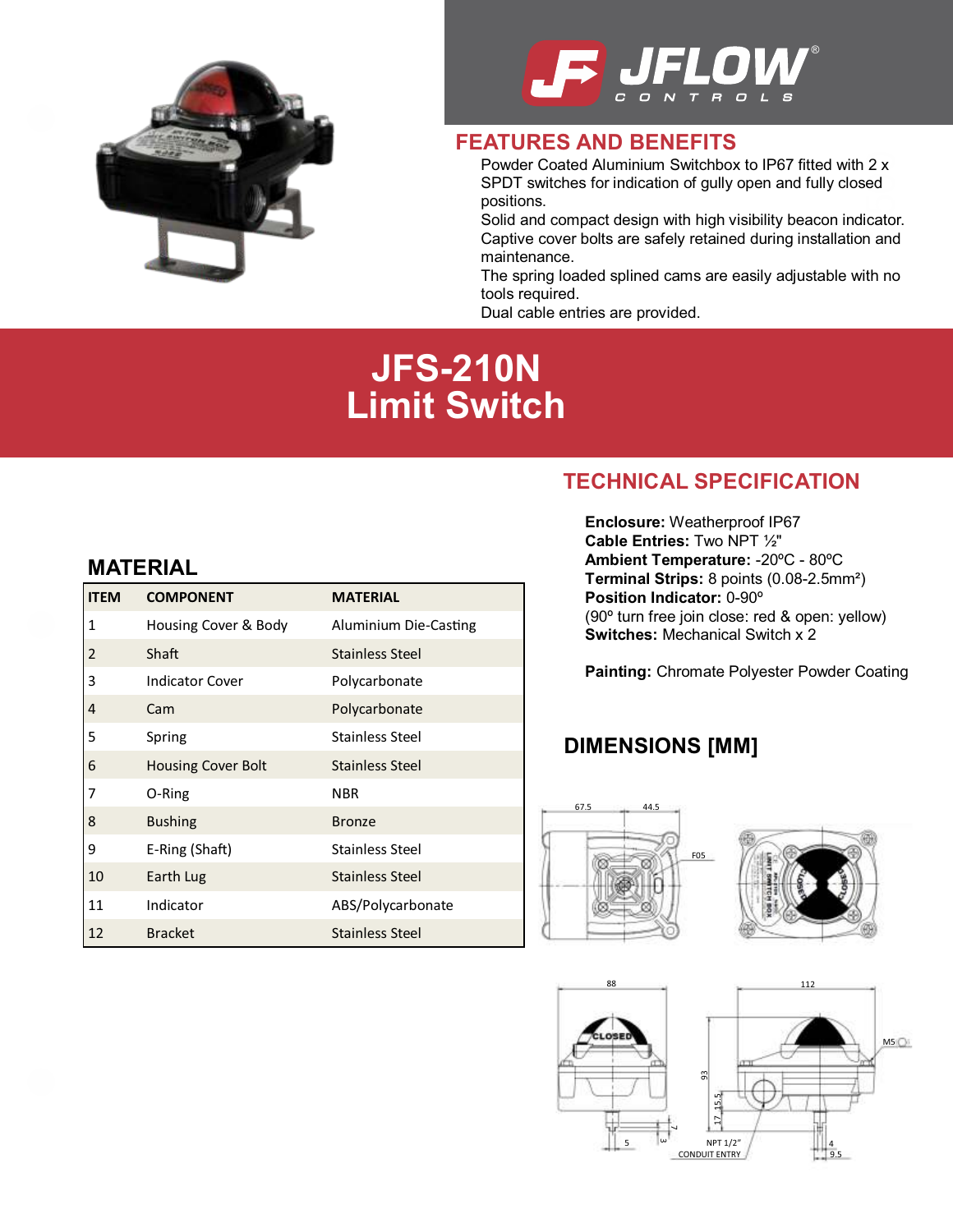JFLOW® CONTROLS

## FEATURES AND BENEFITS

Powder Coated Aluminium Switchbox to IP67 fitted with 2 x SPDT switches for indication of gully open and fully closed positions.
Solid and compact design with high visibility beacon indicator.
Captive cover bolts are safely retained during installation and maintenance.
The spring loaded splined cams are easily adjustable with no tools required.
Dual cable entries are provided.

# JFS-210N Limit Switch

## MATERIAL

| ITEM | COMPONENT | MATERIAL |
|---|---|---|
| 1 | Housing Cover & Body | Aluminium Die-Casting |
| 2 | Shaft | Stainless Steel |
| 3 | Indicator Cover | Polycarbonate |
| 4 | Cam | Polycarbonate |
| 5 | Spring | Stainless Steel |
| 6 | Housing Cover Bolt | Stainless Steel |
| 7 | O-Ring | NBR |
| 8 | Bushing | Bronze |
| 9 | E-Ring (Shaft) | Stainless Steel |
| 10 | Earth Lug | Stainless Steel |
| 11 | Indicator | ABS/Polycarbonate |
| 12 | Bracket | Stainless Steel |

## TECHNICAL SPECIFICATION

**Enclosure:** Weatherproof IP67
**Cable Entries:** Two NPT ½"
**Ambient Temperature:** -20ºC - 80ºC
**Terminal Strips:** 8 points (0.08-2.5mm²)
**Position Indicator:** 0-90º
(90º turn free join close: red & open: yellow)
**Switches:** Mechanical Switch x 2

**Painting:** Chromate Polyester Powder Coating

## DIMENSIONS [MM]

67.5 44.5 F05

88 CLOSED 112 M5 93 17 15.5 5 3 7 NPT 1/2" CONDUIT ENTRY 4 9.5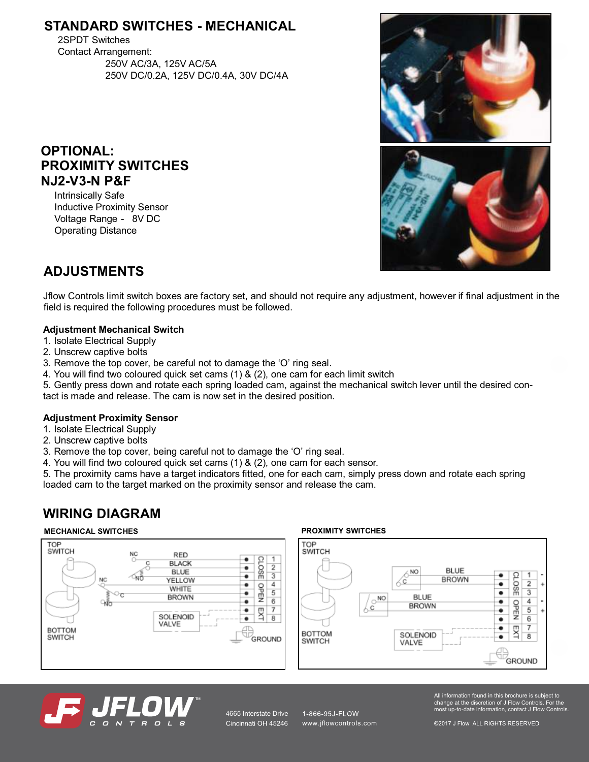## STANDARD SWITCHES - MECHANICAL

2SPDT Switches
Contact Arrangement:
250V AC/3A, 125V AC/5A
250V DC/0.2A, 125V DC/0.4A, 30V DC/4A

## OPTIONAL: PROXIMITY SWITCHES NJ2-V3-N P&F

Intrinsically Safe
Inductive Proximity Sensor
Voltage Range - 8V DC
Operating Distance

## ADJUSTMENTS

Jflow Controls limit switch boxes are factory set, and should not require any adjustment, however if final adjustment in the field is required the following procedures must be followed.

### Adjustment Mechanical Switch

1. Isolate Electrical Supply
2. Unscrew captive bolts
3. Remove the top cover, be careful not to damage the 'O' ring seal.
4. You will find two coloured quick set cams (1) & (2), one cam for each limit switch
5. Gently press down and rotate each spring loaded cam, against the mechanical switch lever until the desired contact is made and release. The cam is now set in the desired position.

### Adjustment Proximity Sensor

1. Isolate Electrical Supply
2. Unscrew captive bolts
3. Remove the top cover, being careful not to damage the 'O' ring seal.
4. You will find two coloured quick set cams (1) & (2), one cam for each sensor.
5. The proximity cams have a target indicators fitted, one for each cam, simply press down and rotate each spring loaded cam to the target marked on the proximity sensor and release the cam.

## WIRING DIAGRAM

**MECHANICAL SWITCHES**

TOP SWITCH
BOTTOM SWITCH
NC
C
NO
RED
BLACK
BLUE
YELLOW
WHITE
BROWN
SOLENOID VALVE
CLOSE
OPEN
EXT
1
2
3
4
5
6
7
8
GROUND

**PROXIMITY SWITCHES**

TOP SWITCH
BOTTOM SWITCH
NO
C
BLUE
BROWN
SOLENOID VALVE
CLOSE
OPEN
EXT
1 -
2 +
3
4 -
5 +
6
7
8
GROUND

JFLOW CONTROLS

4665 Interstate Drive
Cincinnati OH 45246

1-866-95J-FLOW
www.jflowcontrols.com

All information found in this brochure is subject to change at the discretion of J Flow Controls. For the most up-to-date information, contact J Flow Controls.

©2017 J Flow ALL RIGHTS RESERVED